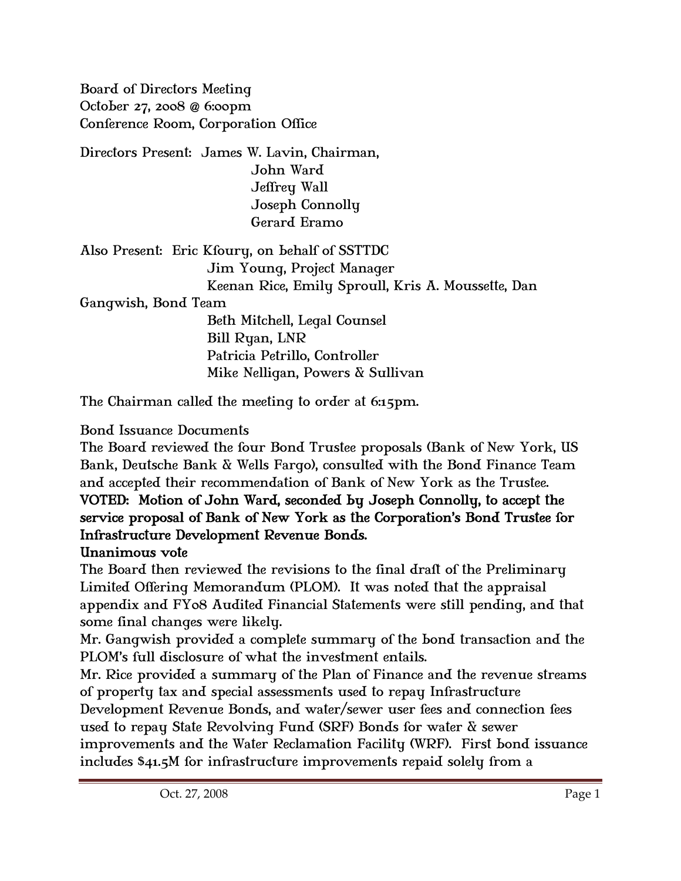Board of Directors Meeting
October 27, 2008 @ 6:00pm
Conference Room, Corporation Office

Directors Present: James W. Lavin, Chairman,
John Ward
Jeffrey Wall
Joseph Connolly
Gerard Eramo

Also Present: Eric Kfoury, on behalf of SSTTDC
Jim Young, Project Manager
Keenan Rice, Emily Sproull, Kris A. Moussette, Dan Gangwish, Bond Team
Beth Mitchell, Legal Counsel
Bill Ryan, LNR
Patricia Petrillo, Controller
Mike Nelligan, Powers & Sullivan

The Chairman called the meeting to order at 6:15pm.

Bond Issuance Documents
The Board reviewed the four Bond Trustee proposals (Bank of New York, US Bank, Deutsche Bank & Wells Fargo), consulted with the Bond Finance Team and accepted their recommendation of Bank of New York as the Trustee.
**VOTED: Motion of John Ward, seconded by Joseph Connolly, to accept the service proposal of Bank of New York as the Corporation's Bond Trustee for Infrastructure Development Revenue Bonds.**
**Unanimous vote**
The Board then reviewed the revisions to the final draft of the Preliminary Limited Offering Memorandum (PLOM). It was noted that the appraisal appendix and FY08 Audited Financial Statements were still pending, and that some final changes were likely.
Mr. Gangwish provided a complete summary of the bond transaction and the PLOM's full disclosure of what the investment entails.
Mr. Rice provided a summary of the Plan of Finance and the revenue streams of property tax and special assessments used to repay Infrastructure Development Revenue Bonds, and water/sewer user fees and connection fees used to repay State Revolving Fund (SRF) Bonds for water & sewer improvements and the Water Reclamation Facility (WRF). First bond issuance includes $41.5M for infrastructure improvements repaid solely from a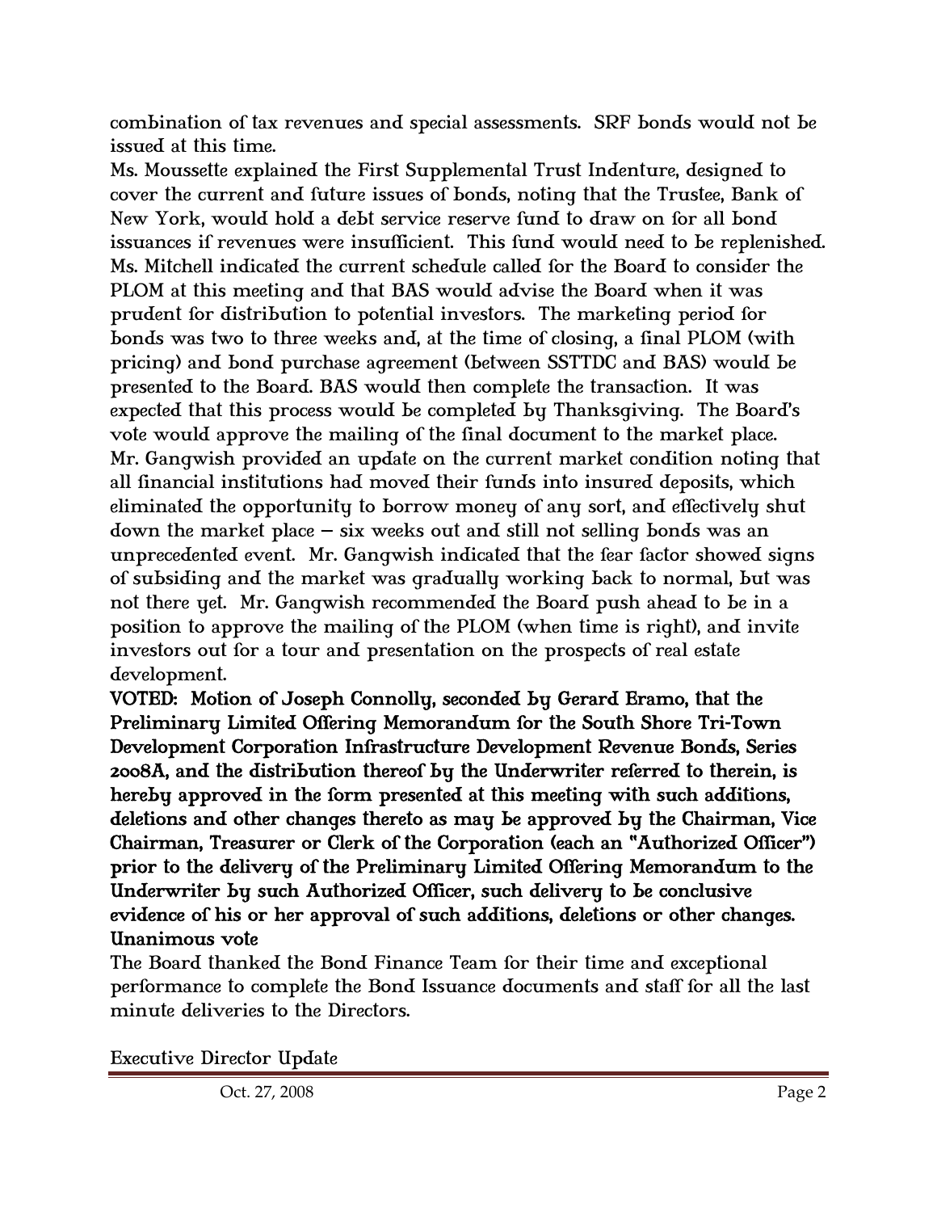combination of tax revenues and special assessments. SRF bonds would not be issued at this time.

Ms. Moussette explained the First Supplemental Trust Indenture, designed to cover the current and future issues of bonds, noting that the Trustee, Bank of New York, would hold a debt service reserve fund to draw on for all bond issuances if revenues were insufficient. This fund would need to be replenished.

Ms. Mitchell indicated the current schedule called for the Board to consider the PLOM at this meeting and that BAS would advise the Board when it was prudent for distribution to potential investors. The marketing period for bonds was two to three weeks and, at the time of closing, a final PLOM (with pricing) and bond purchase agreement (between SSTTDC and BAS) would be presented to the Board. BAS would then complete the transaction. It was expected that this process would be completed by Thanksgiving. The Board's vote would approve the mailing of the final document to the market place.

Mr. Gangwish provided an update on the current market condition noting that all financial institutions had moved their funds into insured deposits, which eliminated the opportunity to borrow money of any sort, and effectively shut down the market place – six weeks out and still not selling bonds was an unprecedented event. Mr. Gangwish indicated that the fear factor showed signs of subsiding and the market was gradually working back to normal, but was not there yet. Mr. Gangwish recommended the Board push ahead to be in a position to approve the mailing of the PLOM (when time is right), and invite investors out for a tour and presentation on the prospects of real estate development.

**VOTED: Motion of Joseph Connolly, seconded by Gerard Eramo, that the Preliminary Limited Offering Memorandum for the South Shore Tri-Town Development Corporation Infrastructure Development Revenue Bonds, Series 2008A, and the distribution thereof by the Underwriter referred to therein, is hereby approved in the form presented at this meeting with such additions, deletions and other changes thereto as may be approved by the Chairman, Vice Chairman, Treasurer or Clerk of the Corporation (each an "Authorized Officer") prior to the delivery of the Preliminary Limited Offering Memorandum to the Underwriter by such Authorized Officer, such delivery to be conclusive evidence of his or her approval of such additions, deletions or other changes. Unanimous vote**

The Board thanked the Bond Finance Team for their time and exceptional performance to complete the Bond Issuance documents and staff for all the last minute deliveries to the Directors.

Executive Director Update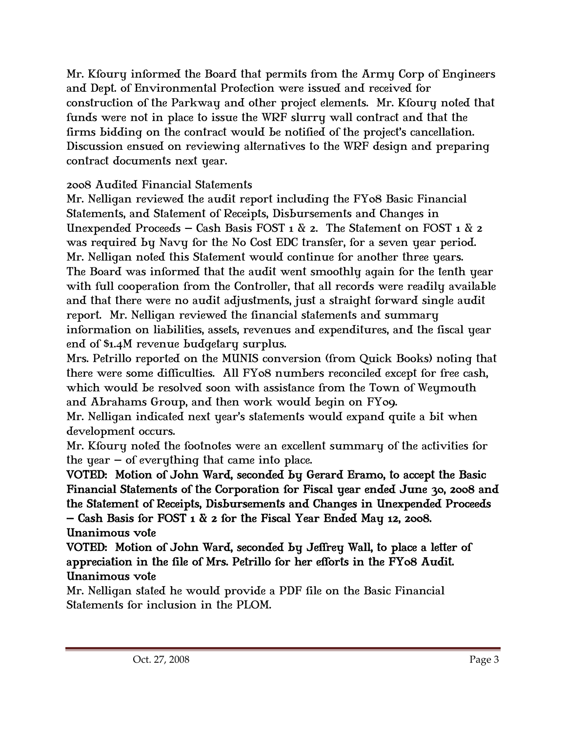Mr. Kfoury informed the Board that permits from the Army Corp of Engineers and Dept. of Environmental Protection were issued and received for construction of the Parkway and other project elements. Mr. Kfoury noted that funds were not in place to issue the WRF slurry wall contract and that the firms bidding on the contract would be notified of the project's cancellation. Discussion ensued on reviewing alternatives to the WRF design and preparing contract documents next year.

2008 Audited Financial Statements

Mr. Nelligan reviewed the audit report including the FY08 Basic Financial Statements, and Statement of Receipts, Disbursements and Changes in Unexpended Proceeds – Cash Basis FOST 1 & 2. The Statement on FOST 1 & 2 was required by Navy for the No Cost EDC transfer, for a seven year period. Mr. Nelligan noted this Statement would continue for another three years. The Board was informed that the audit went smoothly again for the tenth year with full cooperation from the Controller, that all records were readily available and that there were no audit adjustments, just a straight forward single audit report. Mr. Nelligan reviewed the financial statements and summary information on liabilities, assets, revenues and expenditures, and the fiscal year end of $1.4M revenue budgetary surplus.

Mrs. Petrillo reported on the MUNIS conversion (from Quick Books) noting that there were some difficulties. All FY08 numbers reconciled except for free cash, which would be resolved soon with assistance from the Town of Weymouth and Abrahams Group, and then work would begin on FY09.

Mr. Nelligan indicated next year's statements would expand quite a bit when development occurs.

Mr. Kfoury noted the footnotes were an excellent summary of the activities for the year – of everything that came into place.

**VOTED: Motion of John Ward, seconded by Gerard Eramo, to accept the Basic Financial Statements of the Corporation for Fiscal year ended June 30, 2008 and the Statement of Receipts, Disbursements and Changes in Unexpended Proceeds – Cash Basis for FOST 1 & 2 for the Fiscal Year Ended May 12, 2008. Unanimous vote**

**VOTED: Motion of John Ward, seconded by Jeffrey Wall, to place a letter of appreciation in the file of Mrs. Petrillo for her efforts in the FY08 Audit. Unanimous vote**

Mr. Nelligan stated he would provide a PDF file on the Basic Financial Statements for inclusion in the PLOM.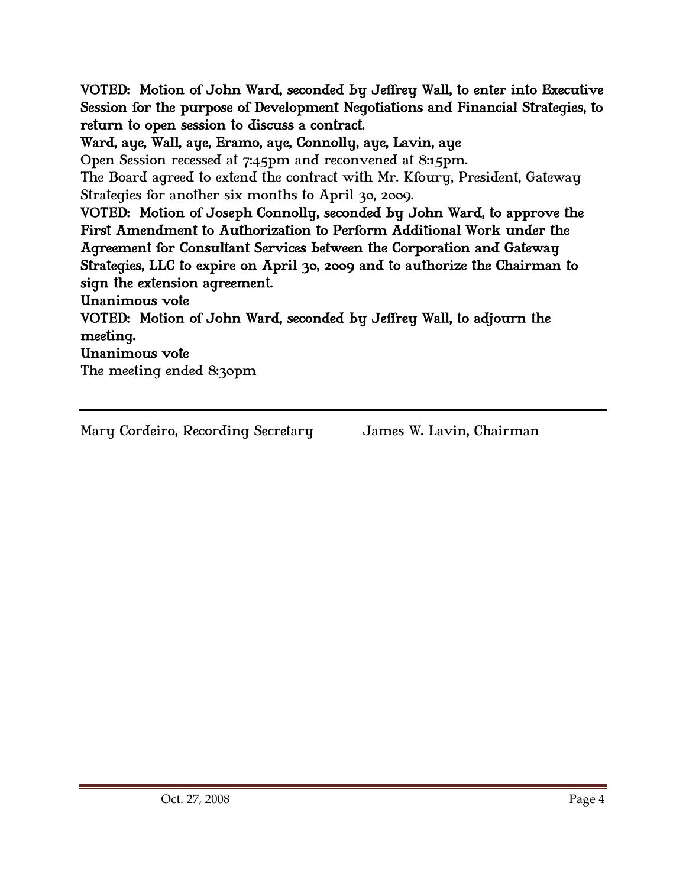**VOTED: Motion of John Ward, seconded by Jeffrey Wall, to enter into Executive Session for the purpose of Development Negotiations and Financial Strategies, to return to open session to discuss a contract.**

**Ward, aye, Wall, aye, Eramo, aye, Connolly, aye, Lavin, aye**

Open Session recessed at 7:45pm and reconvened at 8:15pm.

The Board agreed to extend the contract with Mr. Kfoury, President, Gateway Strategies for another six months to April 30, 2009.

**VOTED: Motion of Joseph Connolly, seconded by John Ward, to approve the First Amendment to Authorization to Perform Additional Work under the Agreement for Consultant Services between the Corporation and Gateway Strategies, LLC to expire on April 30, 2009 and to authorize the Chairman to sign the extension agreement.**

**Unanimous vote**

**VOTED: Motion of John Ward, seconded by Jeffrey Wall, to adjourn the meeting.**

**Unanimous vote**

The meeting ended 8:30pm

---

Mary Cordeiro, Recording Secretary          James W. Lavin, Chairman